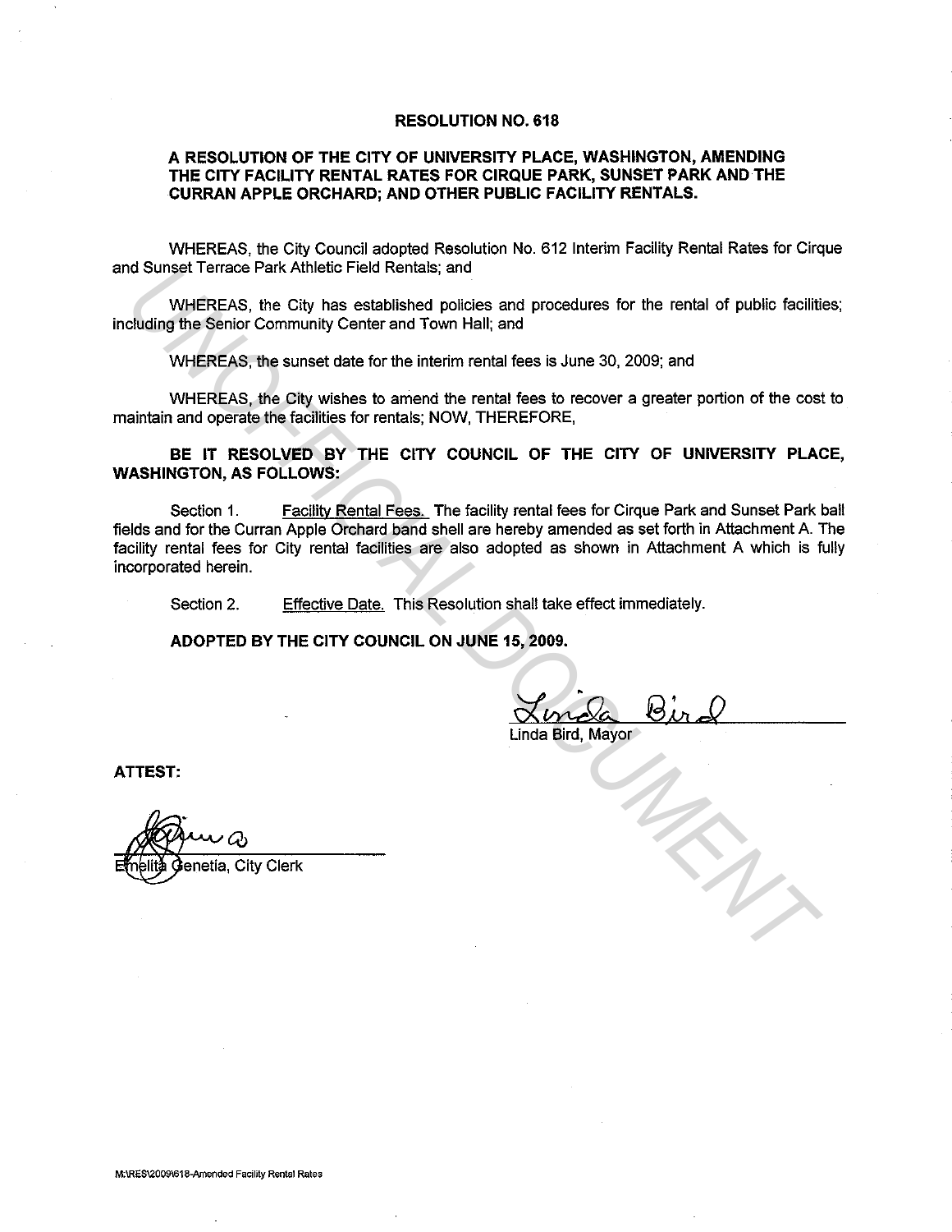# RESOLUTION NO. 618

## A RESOLUTION OF THE CITY OF UNIVERSITY PLACE, WASHINGTON, AMENDING THE CITY FACILITY RENTAL RATES FOR CIRQUE PARK, SUNSET PARK AND THE CURRAN APPLE ORCHARD; AND OTHER PUBLIC FACILITY RENTALS.

WHEREAS, the City Council adopted Resolution No. 612 Interim Facility Rental Rates for Cirque and Sunset Terrace Park Athletic Field Rentals; and

WHEREAS, the City has established policies and procedures for the rental of public facilities; including the Senior Community Center and Town Hall; and

WHEREAS, the sunset date for the interim rental fees is June 30, 2009; and

WHEREAS, the City wishes to amend the rental fees to recover a greater portion of the cost to maintain and operate the facilities for rentals; NOW, THEREFORE,

**BE IT RESOLVED BY THE CITY COUNCIL OF THE CITY OF UNIVERSITY PLACE, WASHINGTON, AS FOLLOWS:**

Section 1. Facility Rental Fees. The facility rental fees for Cirque Park and Sunset Park ball fields and for the Curran Apple Orchard band shell are hereby amended as set forth in Attachment A. The facility rental fees for City rental facilities are also adopted as shown in Attachment A which is fully incorporated herein.

Section 2. Effective Date. This Resolution shall take effect immediately.

**ADOPTED BY THE CITY COUNCIL ON JUNE 15, 2009.**

Linda Bird, Mayor

**ATTEST:**

Emelita Genetia, City Clerk

M:\RES\2009\618-Amended Facility Rental Rates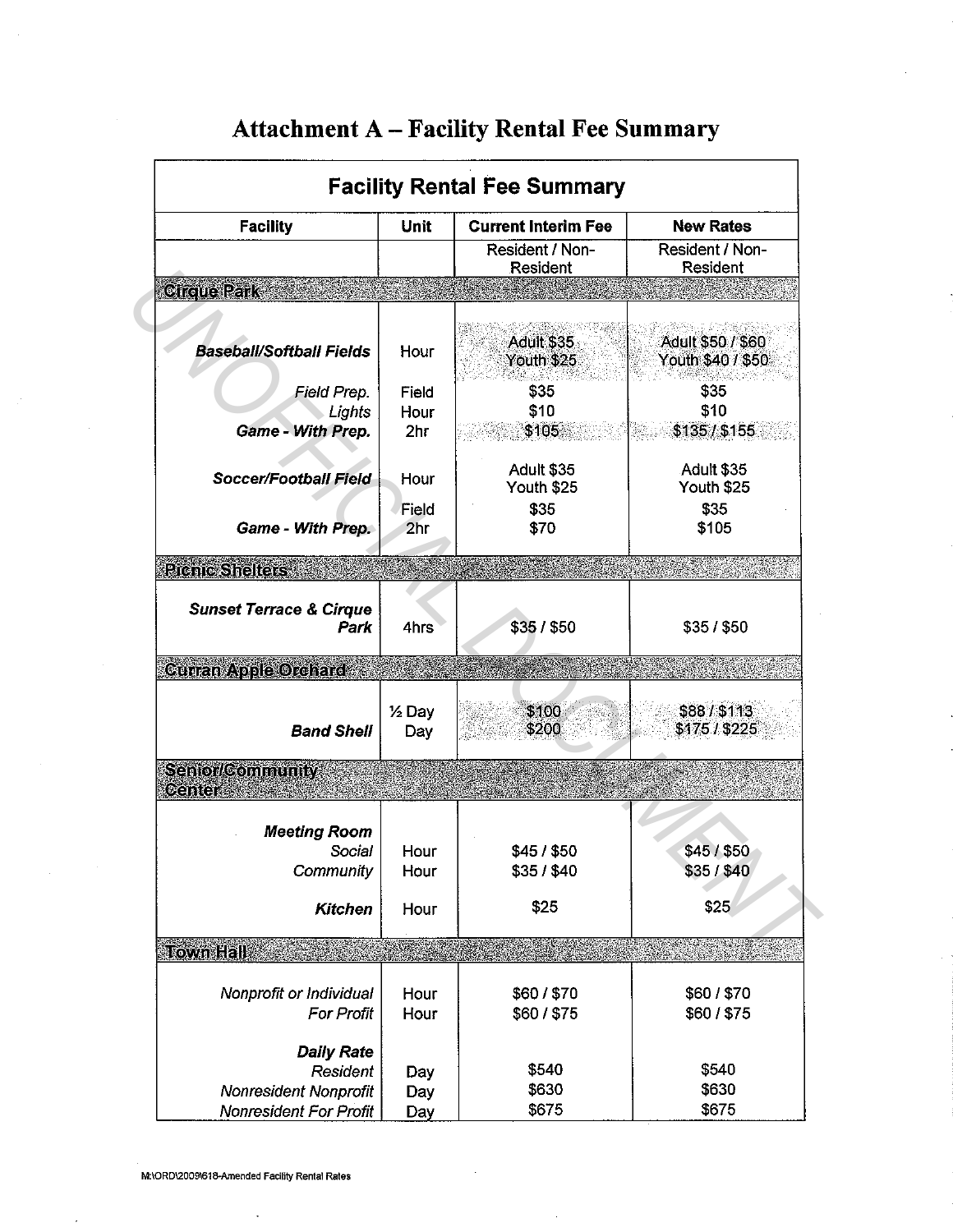# Attachment A – Facility Rental Fee Summary

| Facility Rental Fee Summary | | | |
|---|---|---|---|
| **Facility** | **Unit** | **Current Interim Fee** | **New Rates** |
| | | Resident / Non-Resident | Resident / Non-Resident |
| **Cirque Park** | | | |
| ***Baseball/Softball Fields*** | Hour | Adult $35<br>Youth $25 | Adult $50 / $60<br>Youth $40 / $50 |
| *Field Prep.* | Field | $35 | $35 |
| *Lights* | Hour | $10 | $10 |
| ***Game - With Prep.*** | 2hr | $105 | $135 / $155 |
| ***Soccer/Football Field*** | Hour | Adult $35<br>Youth $25 | Adult $35<br>Youth $25 |
| | Field | $35 | $35 |
| ***Game - With Prep.*** | 2hr | $70 | $105 |
| **Picnic Shelters** | | | |
| ***Sunset Terrace & Cirque Park*** | 4hrs | $35 / $50 | $35 / $50 |
| **Curran Apple Orchard** | | | |
| ***Band Shell*** | ½ Day<br>Day | $100<br>$200 | $88 / $113<br>$175 / $225 |
| **Senior/Community Center** | | | |
| ***Meeting Room*** | | | |
| *Social* | Hour | $45 / $50 | $45 / $50 |
| *Community* | Hour | $35 / $40 | $35 / $40 |
| ***Kitchen*** | Hour | $25 | $25 |
| **Town Hall** | | | |
| *Nonprofit or Individual* | Hour | $60 / $70 | $60 / $70 |
| *For Profit* | Hour | $60 / $75 | $60 / $75 |
| ***Daily Rate*** | | | |
| *Resident* | Day | $540 | $540 |
| *Nonresident Nonprofit* | Day | $630 | $630 |
| *Nonresident For Profit* | Day | $675 | $675 |

M:\ORD\2009\618-Amended Facility Rental Rates